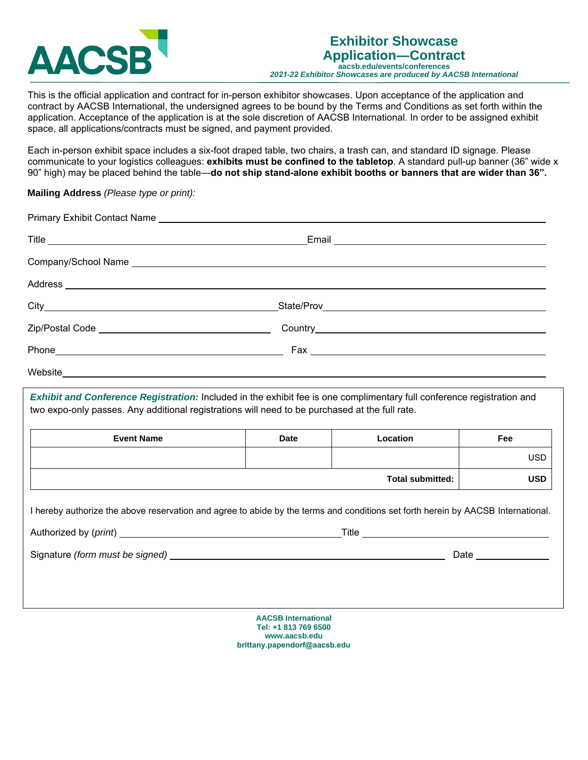AACSB

# Exhibitor Showcase Application—Contract

aacsb.edu/events/conferences

*2021-22 Exhibitor Showcases are produced by AACSB International*

This is the official application and contract for in-person exhibitor showcases. Upon acceptance of the application and contract by AACSB International, the undersigned agrees to be bound by the Terms and Conditions as set forth within the application. Acceptance of the application is at the sole discretion of AACSB International. In order to be assigned exhibit space, all applications/contracts must be signed, and payment provided.

Each in-person exhibit space includes a six-foot draped table, two chairs, a trash can, and standard ID signage. Please communicate to your logistics colleagues: **exhibits must be confined to the tabletop**. A standard pull-up banner (36" wide x 90" high) may be placed behind the table—**do not ship stand-alone exhibit booths or banners that are wider than 36".**

**Mailing Address** *(Please type or print):*

Primary Exhibit Contact Name ______________________________

Title ______________________________ Email ______________________________

Company/School Name ______________________________

Address ______________________________

City ______________________________ State/Prov ______________________________

Zip/Postal Code ______________________________ Country ______________________________

Phone ______________________________ Fax ______________________________

Website ______________________________

***Exhibit and Conference Registration:*** Included in the exhibit fee is one complimentary full conference registration and two expo-only passes. Any additional registrations will need to be purchased at the full rate.

| Event Name | Date | Location | Fee |
|---|---|---|---|
| | | | USD |
| | | **Total submitted:** | **USD** |

I hereby authorize the above reservation and agree to abide by the terms and conditions set forth herein by AACSB International.

Authorized by (*print*) ______________________________ Title ______________________________

Signature *(form must be signed)* ______________________________ Date ______________

**AACSB International**
**Tel: +1 813 769 6500**
**www.aacsb.edu**
**brittany.papendorf@aacsb.edu**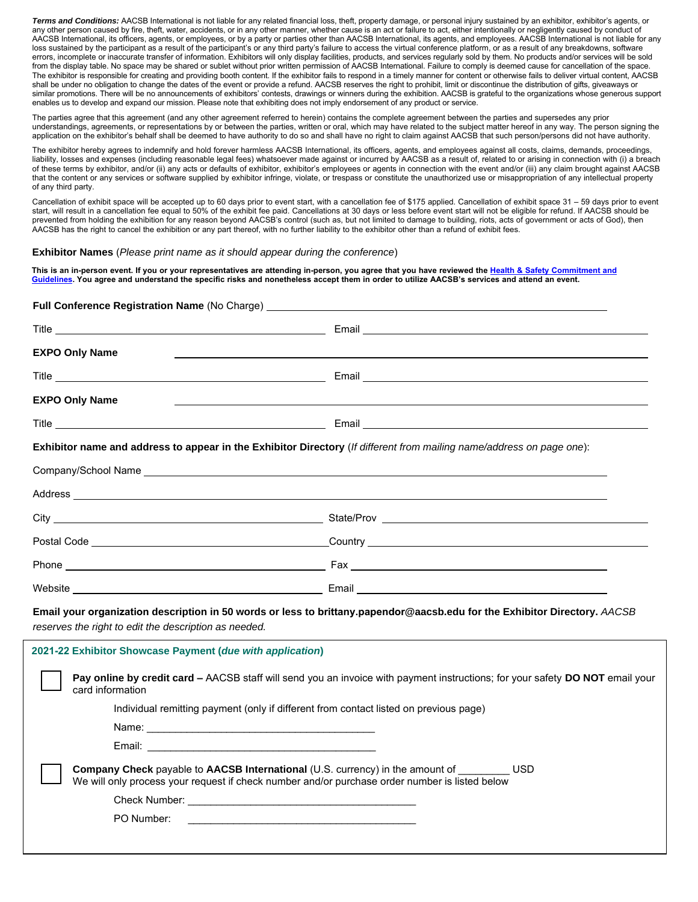***Terms and Conditions:*** AACSB International is not liable for any related financial loss, theft, property damage, or personal injury sustained by an exhibitor, exhibitor's agents, or any other person caused by fire, theft, water, accidents, or in any other manner, whether cause is an act or failure to act, either intentionally or negligently caused by conduct of AACSB International, its officers, agents, or employees, or by a party or parties other than AACSB International, its agents, and employees. AACSB International is not liable for any loss sustained by the participant as a result of the participant's or any third party's failure to access the virtual conference platform, or as a result of any breakdowns, software errors, incomplete or inaccurate transfer of information. Exhibitors will only display facilities, products, and services regularly sold by them. No products and/or services will be sold from the display table. No space may be shared or sublet without prior written permission of AACSB International. Failure to comply is deemed cause for cancellation of the space. The exhibitor is responsible for creating and providing booth content. If the exhibitor fails to respond in a timely manner for content or otherwise fails to deliver virtual content, AACSB shall be under no obligation to change the dates of the event or provide a refund. AACSB reserves the right to prohibit, limit or discontinue the distribution of gifts, giveaways or similar promotions. There will be no announcements of exhibitors' contests, drawings or winners during the exhibition. AACSB is grateful to the organizations whose generous support enables us to develop and expand our mission. Please note that exhibiting does not imply endorsement of any product or service.

The parties agree that this agreement (and any other agreement referred to herein) contains the complete agreement between the parties and supersedes any prior understandings, agreements, or representations by or between the parties, written or oral, which may have related to the subject matter hereof in any way. The person signing the application on the exhibitor's behalf shall be deemed to have authority to do so and shall have no right to claim against AACSB that such person/persons did not have authority.

The exhibitor hereby agrees to indemnify and hold forever harmless AACSB International, its officers, agents, and employees against all costs, claims, demands, proceedings, liability, losses and expenses (including reasonable legal fees) whatsoever made against or incurred by AACSB as a result of, related to or arising in connection with (i) a breach of these terms by exhibitor, and/or (ii) any acts or defaults of exhibitor, exhibitor's employees or agents in connection with the event and/or (iii) any claim brought against AACSB that the content or any services or software supplied by exhibitor infringe, violate, or trespass or constitute the unauthorized use or misappropriation of any intellectual property of any third party.

Cancellation of exhibit space will be accepted up to 60 days prior to event start, with a cancellation fee of $175 applied. Cancellation of exhibit space 31 – 59 days prior to event start, will result in a cancellation fee equal to 50% of the exhibit fee paid. Cancellations at 30 days or less before event start will not be eligible for refund. If AACSB should be prevented from holding the exhibition for any reason beyond AACSB's control (such as, but not limited to damage to building, riots, acts of government or acts of God), then AACSB has the right to cancel the exhibition or any part thereof, with no further liability to the exhibitor other than a refund of exhibit fees.

**Exhibitor Names** (*Please print name as it should appear during the conference*)

**This is an in-person event. If you or your representatives are attending in-person, you agree that you have reviewed the Health & Safety Commitment and Guidelines. You agree and understand the specific risks and nonetheless accept them in order to utilize AACSB's services and attend an event.**

**Full Conference Registration Name** (No Charge) ______________________________

Title ______________________ Email ______________________

**EXPO Only Name** ______________________________

Title ______________________ Email ______________________

**EXPO Only Name** ______________________________

Title ______________________ Email ______________________

**Exhibitor name and address to appear in the Exhibitor Directory** (*If different from mailing name/address on page one*):

Company/School Name ______________________________

Address ______________________________

City ______________________ State/Prov ______________________

Postal Code ______________________ Country ______________________

Phone ______________________ Fax ______________________

Website ______________________ Email ______________________

**Email your organization description in 50 words or less to brittany.papendor@aacsb.edu for the Exhibitor Directory.** *AACSB reserves the right to edit the description as needed.*

**2021-22 Exhibitor Showcase Payment (*due with application*)**

☐ **Pay online by credit card –** AACSB staff will send you an invoice with payment instructions; for your safety **DO NOT** email your card information

Individual remitting payment (only if different from contact listed on previous page)

Name: ______________________

Email: ______________________

☐ **Company Check** payable to **AACSB International** (U.S. currency) in the amount of ________ USD
We will only process your request if check number and/or purchase order number is listed below

Check Number: ______________________

PO Number: ______________________